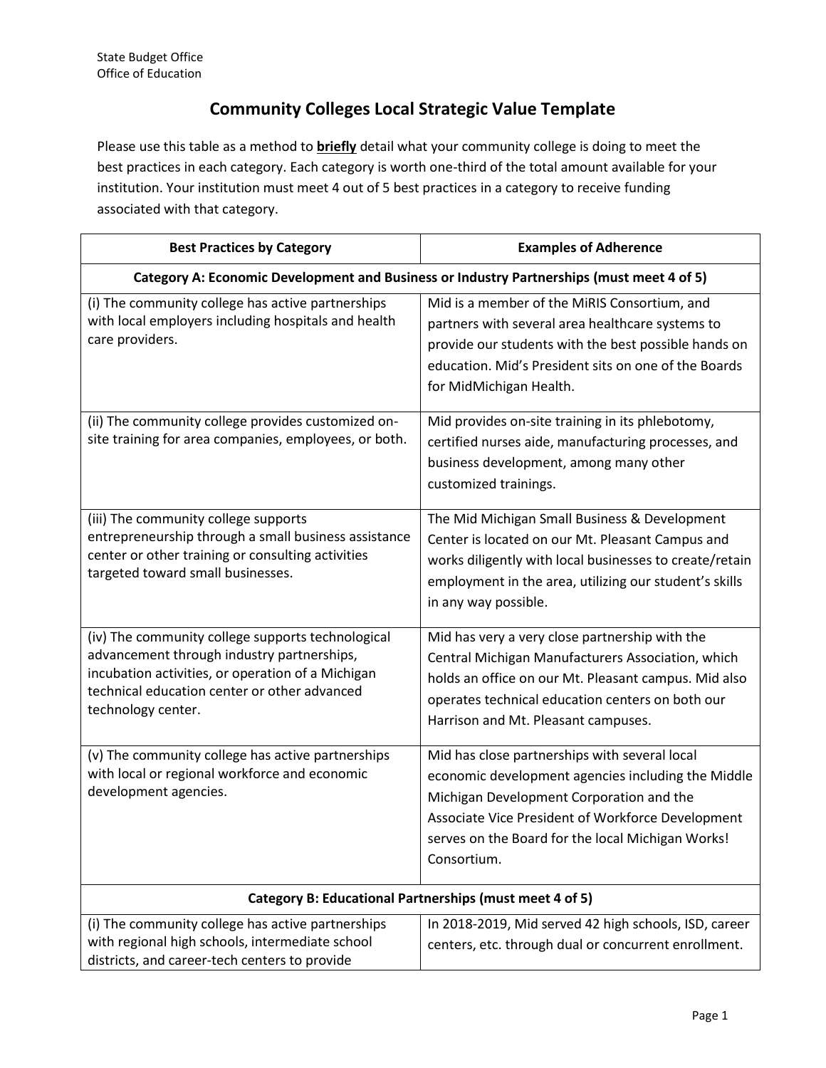State Budget Office
Office of Education

# Community Colleges Local Strategic Value Template

Please use this table as a method to **briefly** detail what your community college is doing to meet the best practices in each category. Each category is worth one-third of the total amount available for your institution. Your institution must meet 4 out of 5 best practices in a category to receive funding associated with that category.

| Best Practices by Category | Examples of Adherence |
|---|---|
| **Category A: Economic Development and Business or Industry Partnerships (must meet 4 of 5)** | |
| (i) The community college has active partnerships with local employers including hospitals and health care providers. | Mid is a member of the MiRIS Consortium, and partners with several area healthcare systems to provide our students with the best possible hands on education. Mid's President sits on one of the Boards for MidMichigan Health. |
| (ii) The community college provides customized on-site training for area companies, employees, or both. | Mid provides on-site training in its phlebotomy, certified nurses aide, manufacturing processes, and business development, among many other customized trainings. |
| (iii) The community college supports entrepreneurship through a small business assistance center or other training or consulting activities targeted toward small businesses. | The Mid Michigan Small Business & Development Center is located on our Mt. Pleasant Campus and works diligently with local businesses to create/retain employment in the area, utilizing our student's skills in any way possible. |
| (iv) The community college supports technological advancement through industry partnerships, incubation activities, or operation of a Michigan technical education center or other advanced technology center. | Mid has very a very close partnership with the Central Michigan Manufacturers Association, which holds an office on our Mt. Pleasant campus. Mid also operates technical education centers on both our Harrison and Mt. Pleasant campuses. |
| (v) The community college has active partnerships with local or regional workforce and economic development agencies. | Mid has close partnerships with several local economic development agencies including the Middle Michigan Development Corporation and the Associate Vice President of Workforce Development serves on the Board for the local Michigan Works! Consortium. |
| **Category B: Educational Partnerships (must meet 4 of 5)** | |
| (i) The community college has active partnerships with regional high schools, intermediate school districts, and career-tech centers to provide | In 2018-2019, Mid served 42 high schools, ISD, career centers, etc. through dual or concurrent enrollment. |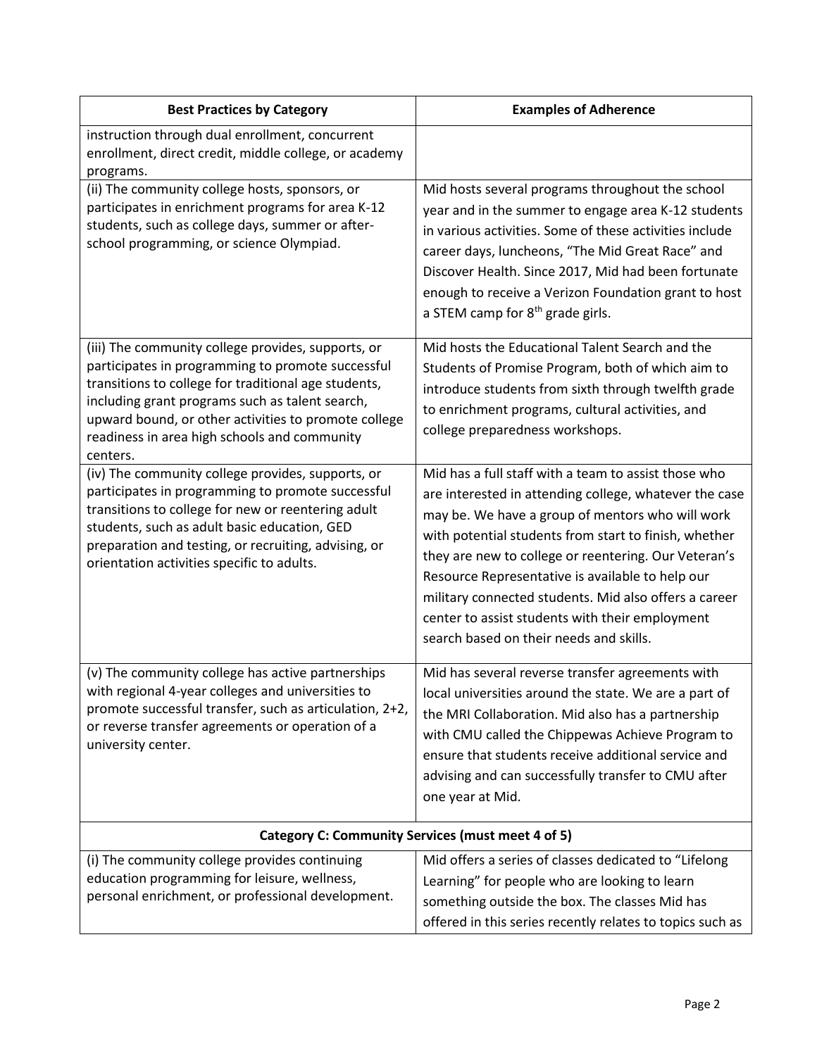| Best Practices by Category | Examples of Adherence |
|---|---|
| instruction through dual enrollment, concurrent enrollment, direct credit, middle college, or academy programs. | |
| (ii) The community college hosts, sponsors, or participates in enrichment programs for area K-12 students, such as college days, summer or after-school programming, or science Olympiad. | Mid hosts several programs throughout the school year and in the summer to engage area K-12 students in various activities. Some of these activities include career days, luncheons, "The Mid Great Race" and Discover Health. Since 2017, Mid had been fortunate enough to receive a Verizon Foundation grant to host a STEM camp for 8th grade girls. |
| (iii) The community college provides, supports, or participates in programming to promote successful transitions to college for traditional age students, including grant programs such as talent search, upward bound, or other activities to promote college readiness in area high schools and community centers. | Mid hosts the Educational Talent Search and the Students of Promise Program, both of which aim to introduce students from sixth through twelfth grade to enrichment programs, cultural activities, and college preparedness workshops. |
| (iv) The community college provides, supports, or participates in programming to promote successful transitions to college for new or reentering adult students, such as adult basic education, GED preparation and testing, or recruiting, advising, or orientation activities specific to adults. | Mid has a full staff with a team to assist those who are interested in attending college, whatever the case may be. We have a group of mentors who will work with potential students from start to finish, whether they are new to college or reentering. Our Veteran's Resource Representative is available to help our military connected students. Mid also offers a career center to assist students with their employment search based on their needs and skills. |
| (v) The community college has active partnerships with regional 4-year colleges and universities to promote successful transfer, such as articulation, 2+2, or reverse transfer agreements or operation of a university center. | Mid has several reverse transfer agreements with local universities around the state. We are a part of the MRI Collaboration. Mid also has a partnership with CMU called the Chippewas Achieve Program to ensure that students receive additional service and advising and can successfully transfer to CMU after one year at Mid. |
| **Category C: Community Services (must meet 4 of 5)** | |
| (i) The community college provides continuing education programming for leisure, wellness, personal enrichment, or professional development. | Mid offers a series of classes dedicated to "Lifelong Learning" for people who are looking to learn something outside the box. The classes Mid has offered in this series recently relates to topics such as |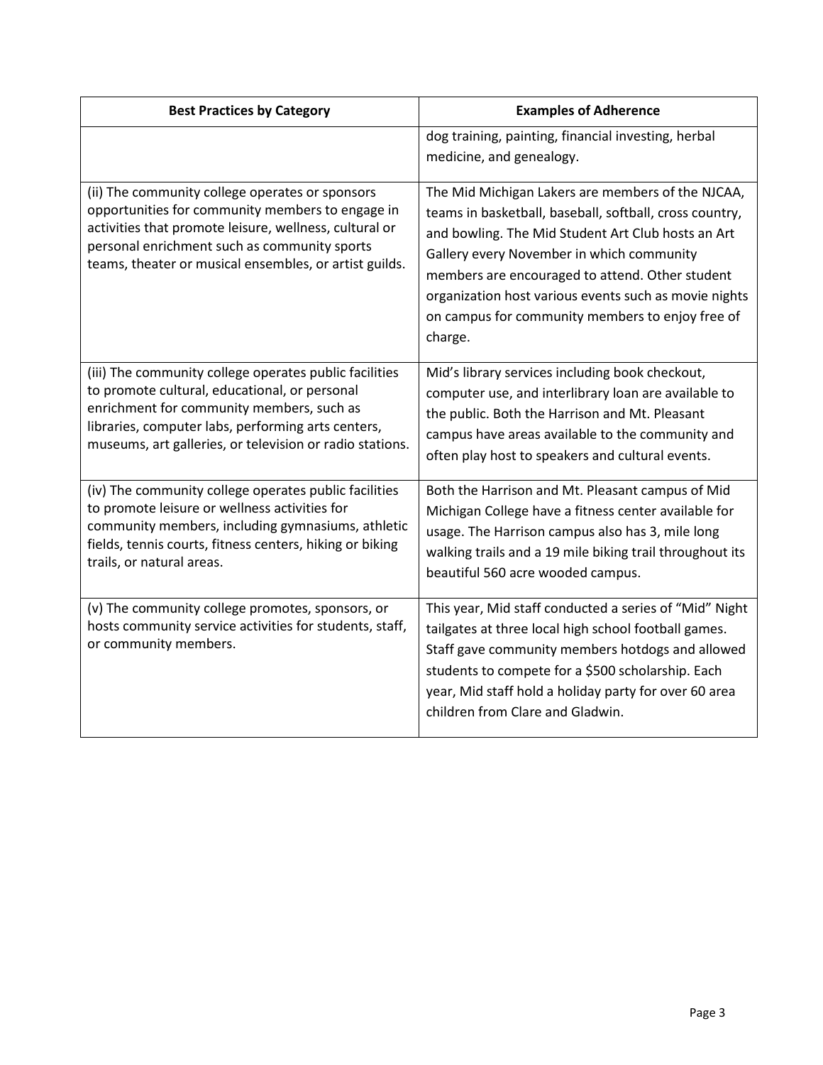| Best Practices by Category | Examples of Adherence |
|---|---|
| | dog training, painting, financial investing, herbal medicine, and genealogy. |
| (ii) The community college operates or sponsors opportunities for community members to engage in activities that promote leisure, wellness, cultural or personal enrichment such as community sports teams, theater or musical ensembles, or artist guilds. | The Mid Michigan Lakers are members of the NJCAA, teams in basketball, baseball, softball, cross country, and bowling. The Mid Student Art Club hosts an Art Gallery every November in which community members are encouraged to attend. Other student organization host various events such as movie nights on campus for community members to enjoy free of charge. |
| (iii) The community college operates public facilities to promote cultural, educational, or personal enrichment for community members, such as libraries, computer labs, performing arts centers, museums, art galleries, or television or radio stations. | Mid's library services including book checkout, computer use, and interlibrary loan are available to the public. Both the Harrison and Mt. Pleasant campus have areas available to the community and often play host to speakers and cultural events. |
| (iv) The community college operates public facilities to promote leisure or wellness activities for community members, including gymnasiums, athletic fields, tennis courts, fitness centers, hiking or biking trails, or natural areas. | Both the Harrison and Mt. Pleasant campus of Mid Michigan College have a fitness center available for usage. The Harrison campus also has 3, mile long walking trails and a 19 mile biking trail throughout its beautiful 560 acre wooded campus. |
| (v) The community college promotes, sponsors, or hosts community service activities for students, staff, or community members. | This year, Mid staff conducted a series of "Mid" Night tailgates at three local high school football games. Staff gave community members hotdogs and allowed students to compete for a $500 scholarship. Each year, Mid staff hold a holiday party for over 60 area children from Clare and Gladwin. |